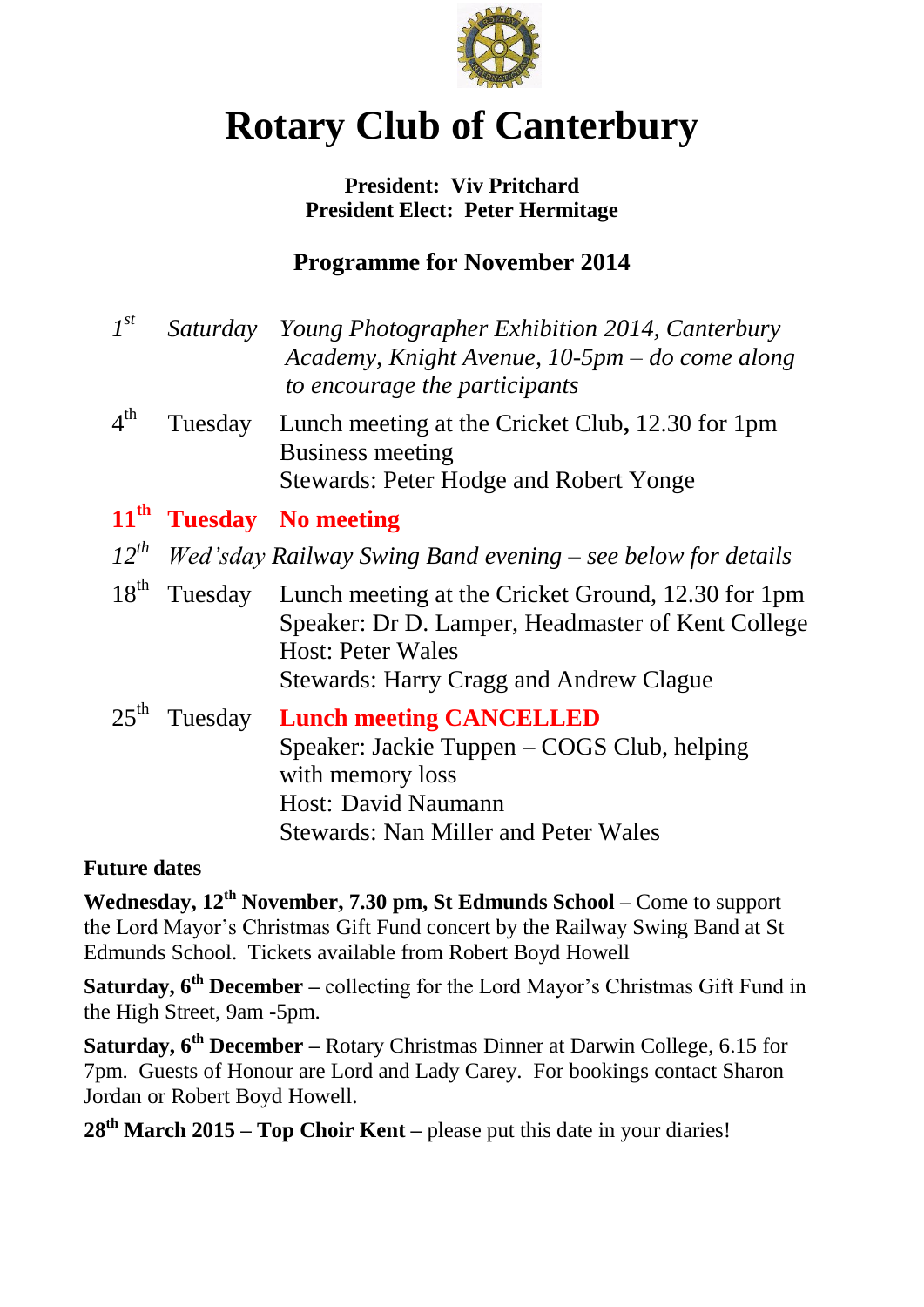# Rotary Club of Canterbury

**President: Viv Pritchard**
**President Elect: Peter Hermitage**

## Programme for November 2014

| | | |
|---|---|---|
| *1st* | *Saturday* | *Young Photographer Exhibition 2014, Canterbury Academy, Knight Avenue, 10-5pm – do come along to encourage the participants* |
| 4th | Tuesday | Lunch meeting at the Cricket Club**,** 12.30 for 1pm<br>Business meeting<br>Stewards: Peter Hodge and Robert Yonge |
| **11th** | **Tuesday** | **No meeting** |
| *12th* | *Wed'sday* | *Railway Swing Band evening – see below for details* |
| 18th | Tuesday | Lunch meeting at the Cricket Ground, 12.30 for 1pm<br>Speaker: Dr D. Lamper, Headmaster of Kent College<br>Host: Peter Wales<br>Stewards: Harry Cragg and Andrew Clague |
| 25th | Tuesday | **Lunch meeting CANCELLED**<br>Speaker: Jackie Tuppen – COGS Club, helping with memory loss<br>Host: David Naumann<br>Stewards: Nan Miller and Peter Wales |

**Future dates**

**Wednesday, 12th November, 7.30 pm, St Edmunds School –** Come to support the Lord Mayor's Christmas Gift Fund concert by the Railway Swing Band at St Edmunds School. Tickets available from Robert Boyd Howell

**Saturday, 6th December –** collecting for the Lord Mayor's Christmas Gift Fund in the High Street, 9am -5pm.

**Saturday, 6th December –** Rotary Christmas Dinner at Darwin College, 6.15 for 7pm. Guests of Honour are Lord and Lady Carey. For bookings contact Sharon Jordan or Robert Boyd Howell.

**28th March 2015 – Top Choir Kent –** please put this date in your diaries!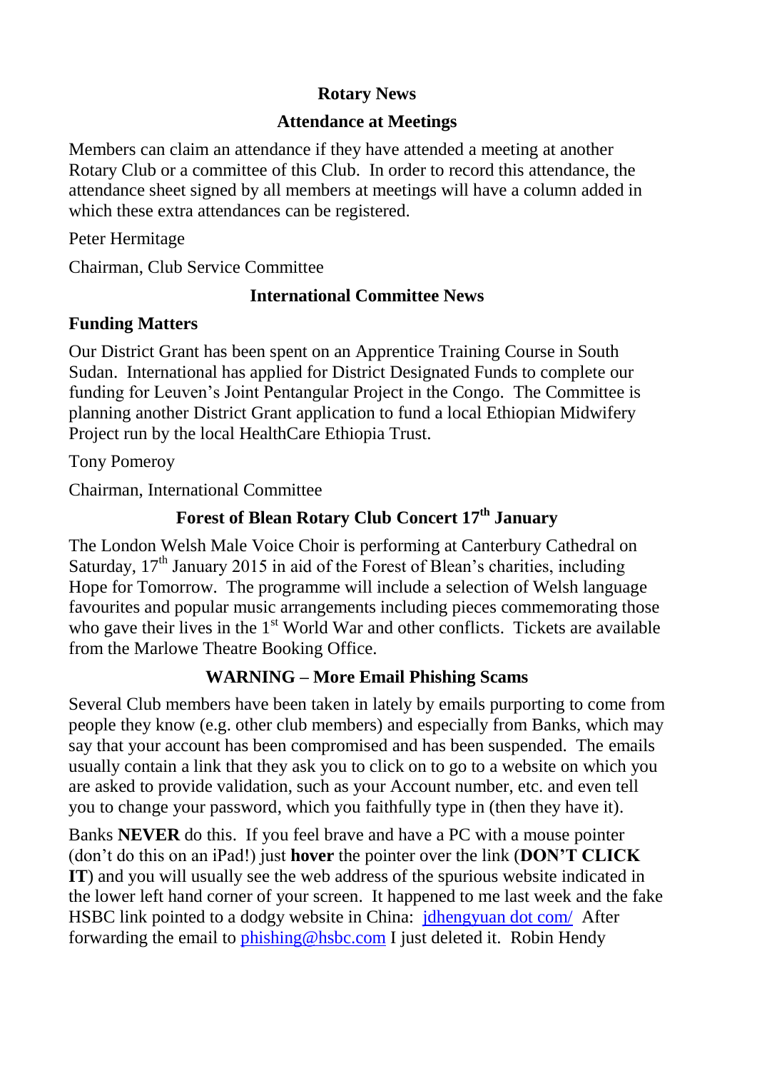## Rotary News

### Attendance at Meetings

Members can claim an attendance if they have attended a meeting at another Rotary Club or a committee of this Club. In order to record this attendance, the attendance sheet signed by all members at meetings will have a column added in which these extra attendances can be registered.

Peter Hermitage

Chairman, Club Service Committee

### International Committee News

**Funding Matters**

Our District Grant has been spent on an Apprentice Training Course in South Sudan. International has applied for District Designated Funds to complete our funding for Leuven's Joint Pentangular Project in the Congo. The Committee is planning another District Grant application to fund a local Ethiopian Midwifery Project run by the local HealthCare Ethiopia Trust.

Tony Pomeroy

Chairman, International Committee

### Forest of Blean Rotary Club Concert 17th January

The London Welsh Male Voice Choir is performing at Canterbury Cathedral on Saturday, 17th January 2015 in aid of the Forest of Blean's charities, including Hope for Tomorrow. The programme will include a selection of Welsh language favourites and popular music arrangements including pieces commemorating those who gave their lives in the 1st World War and other conflicts. Tickets are available from the Marlowe Theatre Booking Office.

### WARNING – More Email Phishing Scams

Several Club members have been taken in lately by emails purporting to come from people they know (e.g. other club members) and especially from Banks, which may say that your account has been compromised and has been suspended. The emails usually contain a link that they ask you to click on to go to a website on which you are asked to provide validation, such as your Account number, etc. and even tell you to change your password, which you faithfully type in (then they have it).

Banks **NEVER** do this. If you feel brave and have a PC with a mouse pointer (don't do this on an iPad!) just **hover** the pointer over the link (**DON'T CLICK IT**) and you will usually see the web address of the spurious website indicated in the lower left hand corner of your screen. It happened to me last week and the fake HSBC link pointed to a dodgy website in China: jdhengyuan dot com/ After forwarding the email to phishing@hsbc.com I just deleted it. Robin Hendy